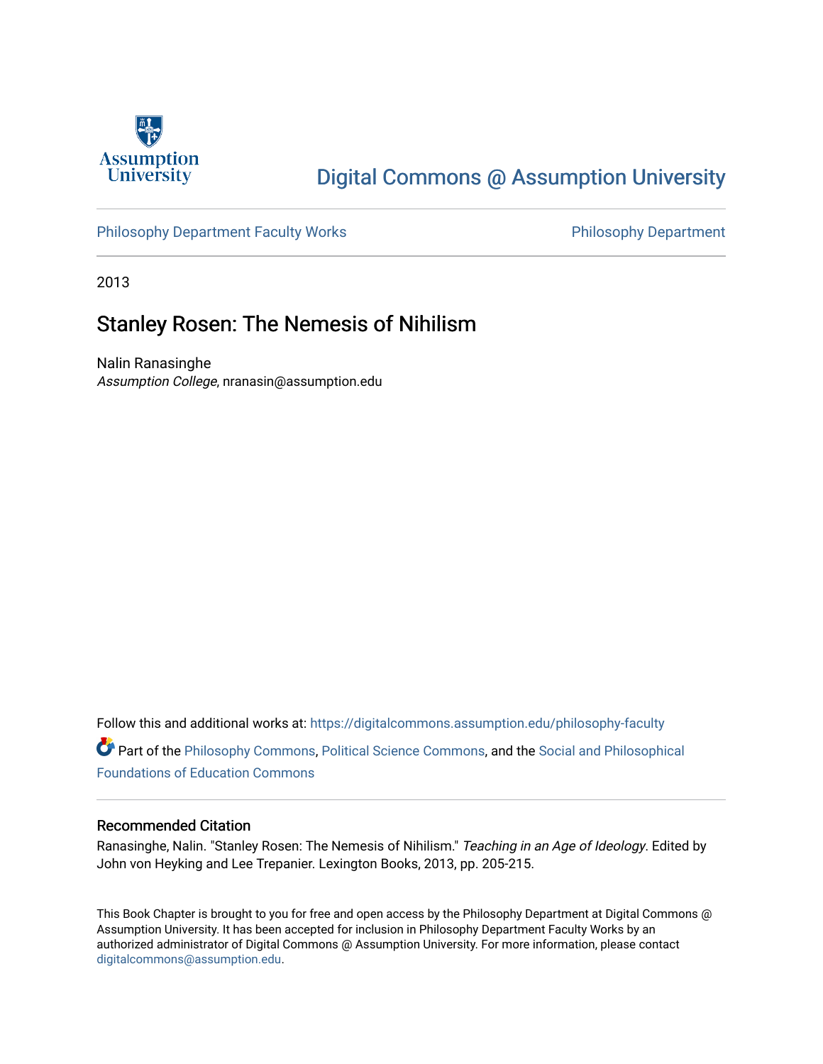Assumption University

# Digital Commons @ Assumption University

Philosophy Department Faculty Works | Philosophy Department

2013

## Stanley Rosen: The Nemesis of Nihilism

Nalin Ranasinghe
*Assumption College*, nranasin@assumption.edu

Follow this and additional works at: https://digitalcommons.assumption.edu/philosophy-faculty

Part of the Philosophy Commons, Political Science Commons, and the Social and Philosophical Foundations of Education Commons

### Recommended Citation

Ranasinghe, Nalin. "Stanley Rosen: The Nemesis of Nihilism." *Teaching in an Age of Ideology*. Edited by John von Heyking and Lee Trepanier. Lexington Books, 2013, pp. 205-215.

This Book Chapter is brought to you for free and open access by the Philosophy Department at Digital Commons @ Assumption University. It has been accepted for inclusion in Philosophy Department Faculty Works by an authorized administrator of Digital Commons @ Assumption University. For more information, please contact digitalcommons@assumption.edu.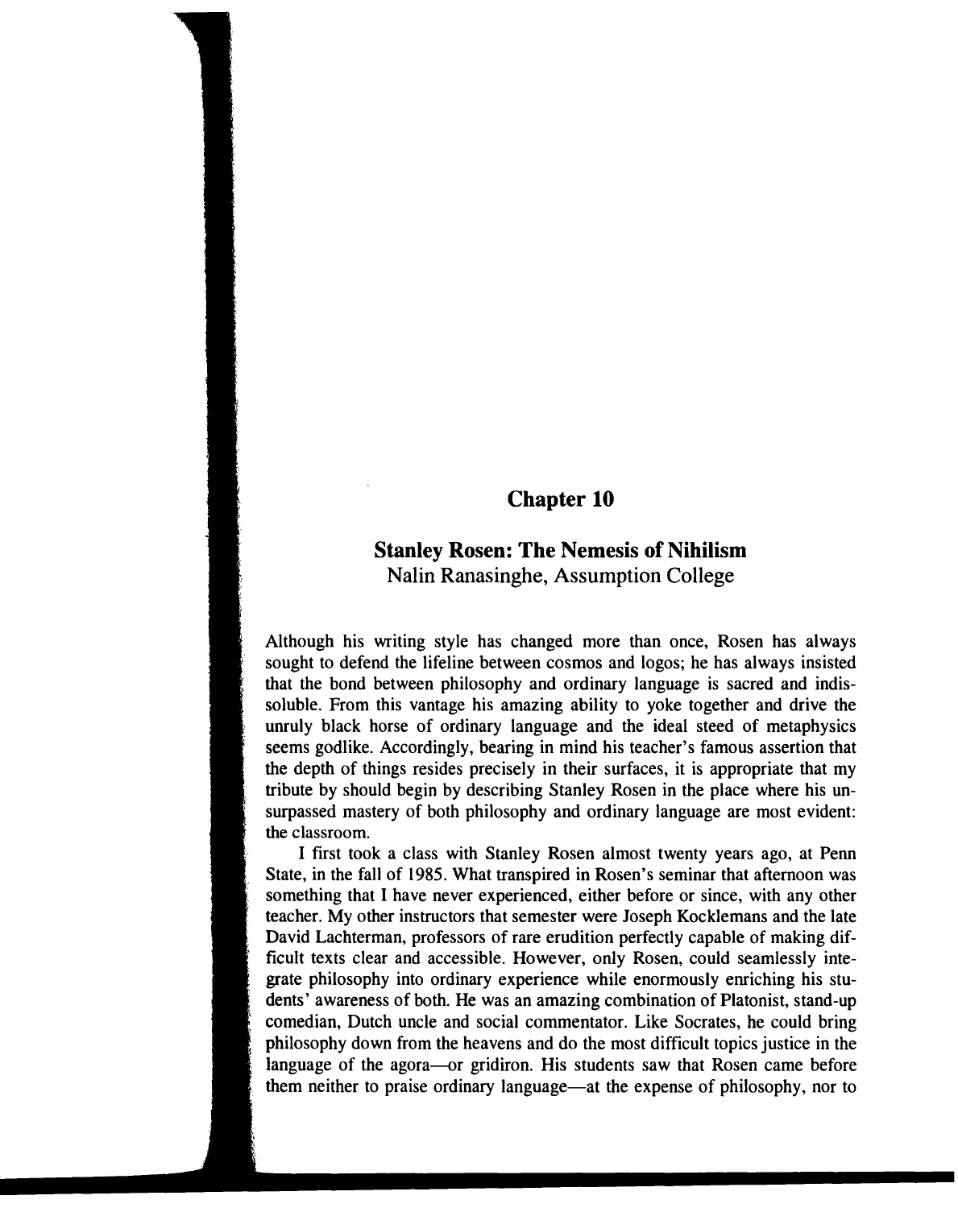# Chapter 10

## Stanley Rosen: The Nemesis of Nihilism

Nalin Ranasinghe, Assumption College

Although his writing style has changed more than once, Rosen has always sought to defend the lifeline between cosmos and logos; he has always insisted that the bond between philosophy and ordinary language is sacred and indissoluble. From this vantage his amazing ability to yoke together and drive the unruly black horse of ordinary language and the ideal steed of metaphysics seems godlike. Accordingly, bearing in mind his teacher's famous assertion that the depth of things resides precisely in their surfaces, it is appropriate that my tribute by should begin by describing Stanley Rosen in the place where his unsurpassed mastery of both philosophy and ordinary language are most evident: the classroom.

I first took a class with Stanley Rosen almost twenty years ago, at Penn State, in the fall of 1985. What transpired in Rosen's seminar that afternoon was something that I have never experienced, either before or since, with any other teacher. My other instructors that semester were Joseph Kocklemans and the late David Lachterman, professors of rare erudition perfectly capable of making difficult texts clear and accessible. However, only Rosen, could seamlessly integrate philosophy into ordinary experience while enormously enriching his students' awareness of both. He was an amazing combination of Platonist, stand-up comedian, Dutch uncle and social commentator. Like Socrates, he could bring philosophy down from the heavens and do the most difficult topics justice in the language of the agora—or gridiron. His students saw that Rosen came before them neither to praise ordinary language—at the expense of philosophy, nor to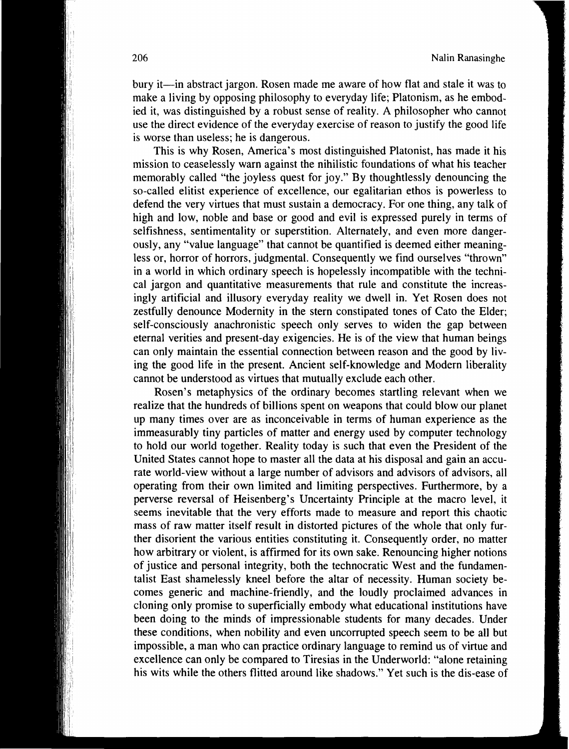bury it—in abstract jargon. Rosen made me aware of how flat and stale it was to make a living by opposing philosophy to everyday life; Platonism, as he embodied it, was distinguished by a robust sense of reality. A philosopher who cannot use the direct evidence of the everyday exercise of reason to justify the good life is worse than useless; he is dangerous.

This is why Rosen, America's most distinguished Platonist, has made it his mission to ceaselessly warn against the nihilistic foundations of what his teacher memorably called "the joyless quest for joy." By thoughtlessly denouncing the so-called elitist experience of excellence, our egalitarian ethos is powerless to defend the very virtues that must sustain a democracy. For one thing, any talk of high and low, noble and base or good and evil is expressed purely in terms of selfishness, sentimentality or superstition. Alternately, and even more dangerously, any "value language" that cannot be quantified is deemed either meaningless or, horror of horrors, judgmental. Consequently we find ourselves "thrown" in a world in which ordinary speech is hopelessly incompatible with the technical jargon and quantitative measurements that rule and constitute the increasingly artificial and illusory everyday reality we dwell in. Yet Rosen does not zestfully denounce Modernity in the stern constipated tones of Cato the Elder; self-consciously anachronistic speech only serves to widen the gap between eternal verities and present-day exigencies. He is of the view that human beings can only maintain the essential connection between reason and the good by living the good life in the present. Ancient self-knowledge and Modern liberality cannot be understood as virtues that mutually exclude each other.

Rosen's metaphysics of the ordinary becomes startling relevant when we realize that the hundreds of billions spent on weapons that could blow our planet up many times over are as inconceivable in terms of human experience as the immeasurably tiny particles of matter and energy used by computer technology to hold our world together. Reality today is such that even the President of the United States cannot hope to master all the data at his disposal and gain an accurate world-view without a large number of advisors and advisors of advisors, all operating from their own limited and limiting perspectives. Furthermore, by a perverse reversal of Heisenberg's Uncertainty Principle at the macro level, it seems inevitable that the very efforts made to measure and report this chaotic mass of raw matter itself result in distorted pictures of the whole that only further disorient the various entities constituting it. Consequently order, no matter how arbitrary or violent, is affirmed for its own sake. Renouncing higher notions of justice and personal integrity, both the technocratic West and the fundamentalist East shamelessly kneel before the altar of necessity. Human society becomes generic and machine-friendly, and the loudly proclaimed advances in cloning only promise to superficially embody what educational institutions have been doing to the minds of impressionable students for many decades. Under these conditions, when nobility and even uncorrupted speech seem to be all but impossible, a man who can practice ordinary language to remind us of virtue and excellence can only be compared to Tiresias in the Underworld: "alone retaining his wits while the others flitted around like shadows." Yet such is the dis-ease of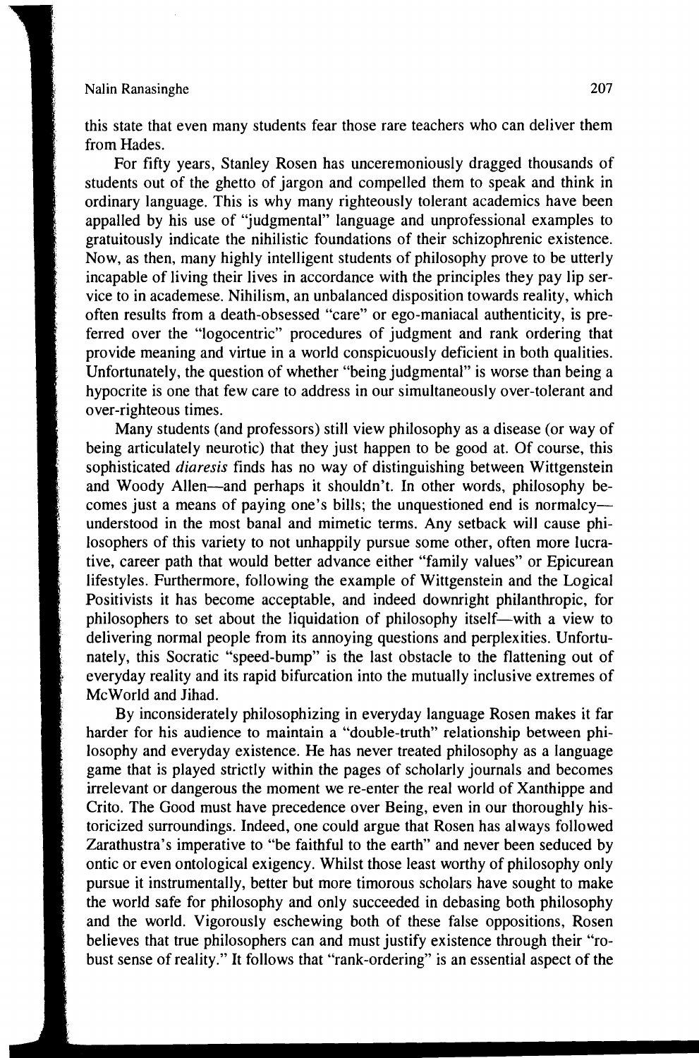this state that even many students fear those rare teachers who can deliver them from Hades.

For fifty years, Stanley Rosen has unceremoniously dragged thousands of students out of the ghetto of jargon and compelled them to speak and think in ordinary language. This is why many righteously tolerant academics have been appalled by his use of "judgmental" language and unprofessional examples to gratuitously indicate the nihilistic foundations of their schizophrenic existence. Now, as then, many highly intelligent students of philosophy prove to be utterly incapable of living their lives in accordance with the principles they pay lip service to in academese. Nihilism, an unbalanced disposition towards reality, which often results from a death-obsessed "care" or ego-maniacal authenticity, is preferred over the "logocentric" procedures of judgment and rank ordering that provide meaning and virtue in a world conspicuously deficient in both qualities. Unfortunately, the question of whether "being judgmental" is worse than being a hypocrite is one that few care to address in our simultaneously over-tolerant and over-righteous times.

Many students (and professors) still view philosophy as a disease (or way of being articulately neurotic) that they just happen to be good at. Of course, this sophisticated *diaresis* finds has no way of distinguishing between Wittgenstein and Woody Allen—and perhaps it shouldn't. In other words, philosophy becomes just a means of paying one's bills; the unquestioned end is normalcy—understood in the most banal and mimetic terms. Any setback will cause philosophers of this variety to not unhappily pursue some other, often more lucrative, career path that would better advance either "family values" or Epicurean lifestyles. Furthermore, following the example of Wittgenstein and the Logical Positivists it has become acceptable, and indeed downright philanthropic, for philosophers to set about the liquidation of philosophy itself—with a view to delivering normal people from its annoying questions and perplexities. Unfortunately, this Socratic "speed-bump" is the last obstacle to the flattening out of everyday reality and its rapid bifurcation into the mutually inclusive extremes of McWorld and Jihad.

By inconsiderately philosophizing in everyday language Rosen makes it far harder for his audience to maintain a "double-truth" relationship between philosophy and everyday existence. He has never treated philosophy as a language game that is played strictly within the pages of scholarly journals and becomes irrelevant or dangerous the moment we re-enter the real world of Xanthippe and Crito. The Good must have precedence over Being, even in our thoroughly historicized surroundings. Indeed, one could argue that Rosen has always followed Zarathustra's imperative to "be faithful to the earth" and never been seduced by ontic or even ontological exigency. Whilst those least worthy of philosophy only pursue it instrumentally, better but more timorous scholars have sought to make the world safe for philosophy and only succeeded in debasing both philosophy and the world. Vigorously eschewing both of these false oppositions, Rosen believes that true philosophers can and must justify existence through their "robust sense of reality." It follows that "rank-ordering" is an essential aspect of the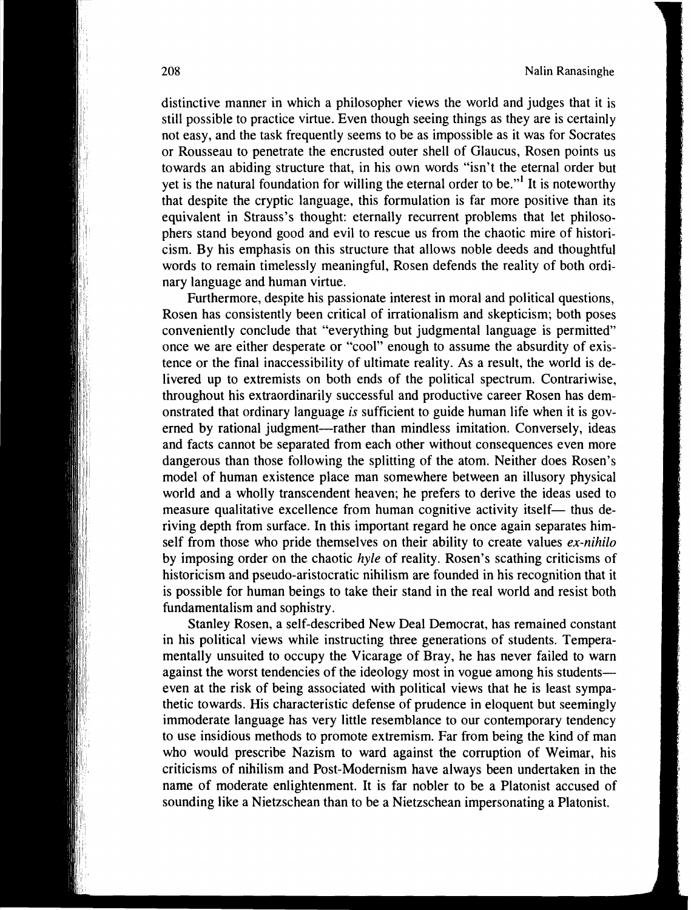distinctive manner in which a philosopher views the world and judges that it is still possible to practice virtue. Even though seeing things as they are is certainly not easy, and the task frequently seems to be as impossible as it was for Socrates or Rousseau to penetrate the encrusted outer shell of Glaucus, Rosen points us towards an abiding structure that, in his own words "isn't the eternal order but yet is the natural foundation for willing the eternal order to be."[1] It is noteworthy that despite the cryptic language, this formulation is far more positive than its equivalent in Strauss's thought: eternally recurrent problems that let philosophers stand beyond good and evil to rescue us from the chaotic mire of historicism. By his emphasis on this structure that allows noble deeds and thoughtful words to remain timelessly meaningful, Rosen defends the reality of both ordinary language and human virtue.

Furthermore, despite his passionate interest in moral and political questions, Rosen has consistently been critical of irrationalism and skepticism; both poses conveniently conclude that "everything but judgmental language is permitted" once we are either desperate or "cool" enough to assume the absurdity of existence or the final inaccessibility of ultimate reality. As a result, the world is delivered up to extremists on both ends of the political spectrum. Contrariwise, throughout his extraordinarily successful and productive career Rosen has demonstrated that ordinary language *is* sufficient to guide human life when it is governed by rational judgment—rather than mindless imitation. Conversely, ideas and facts cannot be separated from each other without consequences even more dangerous than those following the splitting of the atom. Neither does Rosen's model of human existence place man somewhere between an illusory physical world and a wholly transcendent heaven; he prefers to derive the ideas used to measure qualitative excellence from human cognitive activity itself— thus deriving depth from surface. In this important regard he once again separates himself from those who pride themselves on their ability to create values *ex-nihilo* by imposing order on the chaotic *hyle* of reality. Rosen's scathing criticisms of historicism and pseudo-aristocratic nihilism are founded in his recognition that it is possible for human beings to take their stand in the real world and resist both fundamentalism and sophistry.

Stanley Rosen, a self-described New Deal Democrat, has remained constant in his political views while instructing three generations of students. Temperamentally unsuited to occupy the Vicarage of Bray, he has never failed to warn against the worst tendencies of the ideology most in vogue among his students—even at the risk of being associated with political views that he is least sympathetic towards. His characteristic defense of prudence in eloquent but seemingly immoderate language has very little resemblance to our contemporary tendency to use insidious methods to promote extremism. Far from being the kind of man who would prescribe Nazism to ward against the corruption of Weimar, his criticisms of nihilism and Post-Modernism have always been undertaken in the name of moderate enlightenment. It is far nobler to be a Platonist accused of sounding like a Nietzschean than to be a Nietzschean impersonating a Platonist.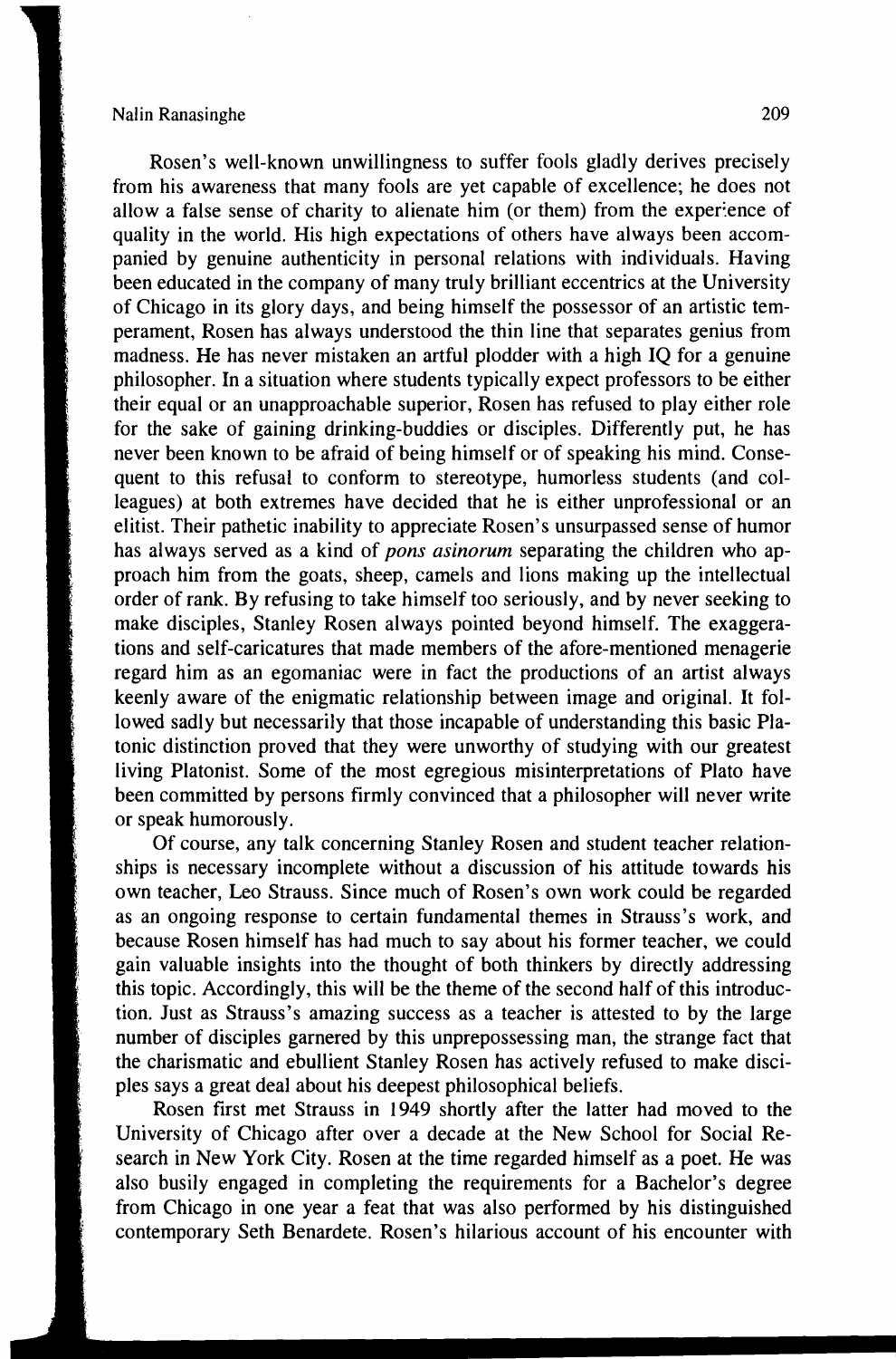Rosen's well-known unwillingness to suffer fools gladly derives precisely from his awareness that many fools are yet capable of excellence; he does not allow a false sense of charity to alienate him (or them) from the experience of quality in the world. His high expectations of others have always been accompanied by genuine authenticity in personal relations with individuals. Having been educated in the company of many truly brilliant eccentrics at the University of Chicago in its glory days, and being himself the possessor of an artistic temperament, Rosen has always understood the thin line that separates genius from madness. He has never mistaken an artful plodder with a high IQ for a genuine philosopher. In a situation where students typically expect professors to be either their equal or an unapproachable superior, Rosen has refused to play either role for the sake of gaining drinking-buddies or disciples. Differently put, he has never been known to be afraid of being himself or of speaking his mind. Consequent to this refusal to conform to stereotype, humorless students (and colleagues) at both extremes have decided that he is either unprofessional or an elitist. Their pathetic inability to appreciate Rosen's unsurpassed sense of humor has always served as a kind of *pons asinorum* separating the children who approach him from the goats, sheep, camels and lions making up the intellectual order of rank. By refusing to take himself too seriously, and by never seeking to make disciples, Stanley Rosen always pointed beyond himself. The exaggerations and self-caricatures that made members of the afore-mentioned menagerie regard him as an egomaniac were in fact the productions of an artist always keenly aware of the enigmatic relationship between image and original. It followed sadly but necessarily that those incapable of understanding this basic Platonic distinction proved that they were unworthy of studying with our greatest living Platonist. Some of the most egregious misinterpretations of Plato have been committed by persons firmly convinced that a philosopher will never write or speak humorously.

Of course, any talk concerning Stanley Rosen and student teacher relationships is necessary incomplete without a discussion of his attitude towards his own teacher, Leo Strauss. Since much of Rosen's own work could be regarded as an ongoing response to certain fundamental themes in Strauss's work, and because Rosen himself has had much to say about his former teacher, we could gain valuable insights into the thought of both thinkers by directly addressing this topic. Accordingly, this will be the theme of the second half of this introduction. Just as Strauss's amazing success as a teacher is attested to by the large number of disciples garnered by this unprepossessing man, the strange fact that the charismatic and ebullient Stanley Rosen has actively refused to make disciples says a great deal about his deepest philosophical beliefs.

Rosen first met Strauss in 1949 shortly after the latter had moved to the University of Chicago after over a decade at the New School for Social Research in New York City. Rosen at the time regarded himself as a poet. He was also busily engaged in completing the requirements for a Bachelor's degree from Chicago in one year a feat that was also performed by his distinguished contemporary Seth Benardete. Rosen's hilarious account of his encounter with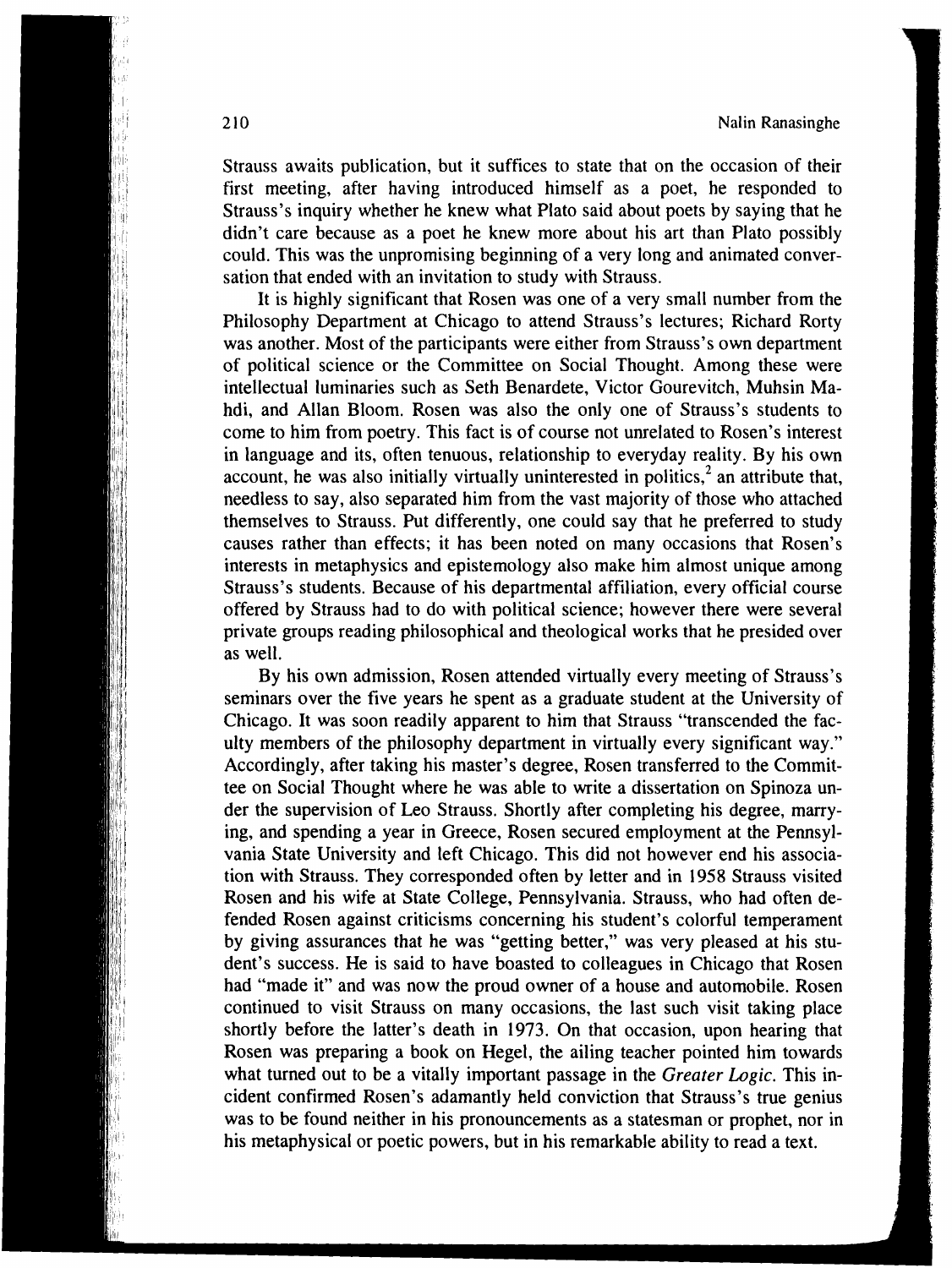Strauss awaits publication, but it suffices to state that on the occasion of their first meeting, after having introduced himself as a poet, he responded to Strauss's inquiry whether he knew what Plato said about poets by saying that he didn't care because as a poet he knew more about his art than Plato possibly could. This was the unpromising beginning of a very long and animated conversation that ended with an invitation to study with Strauss.

It is highly significant that Rosen was one of a very small number from the Philosophy Department at Chicago to attend Strauss's lectures; Richard Rorty was another. Most of the participants were either from Strauss's own department of political science or the Committee on Social Thought. Among these were intellectual luminaries such as Seth Benardete, Victor Gourevitch, Muhsin Mahdi, and Allan Bloom. Rosen was also the only one of Strauss's students to come to him from poetry. This fact is of course not unrelated to Rosen's interest in language and its, often tenuous, relationship to everyday reality. By his own account, he was also initially virtually uninterested in politics,[2] an attribute that, needless to say, also separated him from the vast majority of those who attached themselves to Strauss. Put differently, one could say that he preferred to study causes rather than effects; it has been noted on many occasions that Rosen's interests in metaphysics and epistemology also make him almost unique among Strauss's students. Because of his departmental affiliation, every official course offered by Strauss had to do with political science; however there were several private groups reading philosophical and theological works that he presided over as well.

By his own admission, Rosen attended virtually every meeting of Strauss's seminars over the five years he spent as a graduate student at the University of Chicago. It was soon readily apparent to him that Strauss "transcended the faculty members of the philosophy department in virtually every significant way." Accordingly, after taking his master's degree, Rosen transferred to the Committee on Social Thought where he was able to write a dissertation on Spinoza under the supervision of Leo Strauss. Shortly after completing his degree, marrying, and spending a year in Greece, Rosen secured employment at the Pennsylvania State University and left Chicago. This did not however end his association with Strauss. They corresponded often by letter and in 1958 Strauss visited Rosen and his wife at State College, Pennsylvania. Strauss, who had often defended Rosen against criticisms concerning his student's colorful temperament by giving assurances that he was "getting better," was very pleased at his student's success. He is said to have boasted to colleagues in Chicago that Rosen had "made it" and was now the proud owner of a house and automobile. Rosen continued to visit Strauss on many occasions, the last such visit taking place shortly before the latter's death in 1973. On that occasion, upon hearing that Rosen was preparing a book on Hegel, the ailing teacher pointed him towards what turned out to be a vitally important passage in the *Greater Logic*. This incident confirmed Rosen's adamantly held conviction that Strauss's true genius was to be found neither in his pronouncements as a statesman or prophet, nor in his metaphysical or poetic powers, but in his remarkable ability to read a text.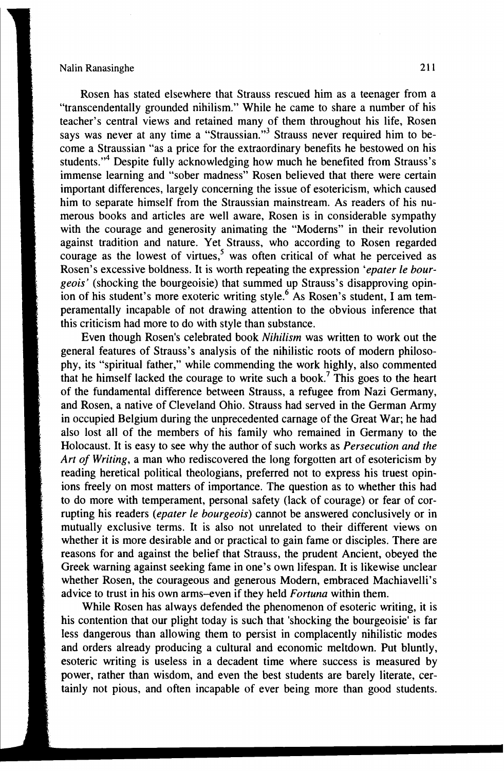Rosen has stated elsewhere that Strauss rescued him as a teenager from a "transcendentally grounded nihilism." While he came to share a number of his teacher's central views and retained many of them throughout his life, Rosen says was never at any time a "Straussian."[3] Strauss never required him to become a Straussian "as a price for the extraordinary benefits he bestowed on his students."[4] Despite fully acknowledging how much he benefited from Strauss's immense learning and "sober madness" Rosen believed that there were certain important differences, largely concerning the issue of esotericism, which caused him to separate himself from the Straussian mainstream. As readers of his numerous books and articles are well aware, Rosen is in considerable sympathy with the courage and generosity animating the "Moderns" in their revolution against tradition and nature. Yet Strauss, who according to Rosen regarded courage as the lowest of virtues,[5] was often critical of what he perceived as Rosen's excessive boldness. It is worth repeating the expression '*epater le bourgeois*' (shocking the bourgeoisie) that summed up Strauss's disapproving opinion of his student's more exoteric writing style.[6] As Rosen's student, I am temperamentally incapable of not drawing attention to the obvious inference that this criticism had more to do with style than substance.

Even though Rosen's celebrated book *Nihilism* was written to work out the general features of Strauss's analysis of the nihilistic roots of modern philosophy, its "spiritual father," while commending the work highly, also commented that he himself lacked the courage to write such a book.[7] This goes to the heart of the fundamental difference between Strauss, a refugee from Nazi Germany, and Rosen, a native of Cleveland Ohio. Strauss had served in the German Army in occupied Belgium during the unprecedented carnage of the Great War; he had also lost all of the members of his family who remained in Germany to the Holocaust. It is easy to see why the author of such works as *Persecution and the Art of Writing*, a man who rediscovered the long forgotten art of esotericism by reading heretical political theologians, preferred not to express his truest opinions freely on most matters of importance. The question as to whether this had to do more with temperament, personal safety (lack of courage) or fear of corrupting his readers (*epater le bourgeois*) cannot be answered conclusively or in mutually exclusive terms. It is also not unrelated to their different views on whether it is more desirable and or practical to gain fame or disciples. There are reasons for and against the belief that Strauss, the prudent Ancient, obeyed the Greek warning against seeking fame in one's own lifespan. It is likewise unclear whether Rosen, the courageous and generous Modern, embraced Machiavelli's advice to trust in his own arms–even if they held *Fortuna* within them.

While Rosen has always defended the phenomenon of esoteric writing, it is his contention that our plight today is such that 'shocking the bourgeoisie' is far less dangerous than allowing them to persist in complacently nihilistic modes and orders already producing a cultural and economic meltdown. Put bluntly, esoteric writing is useless in a decadent time where success is measured by power, rather than wisdom, and even the best students are barely literate, certainly not pious, and often incapable of ever being more than good students.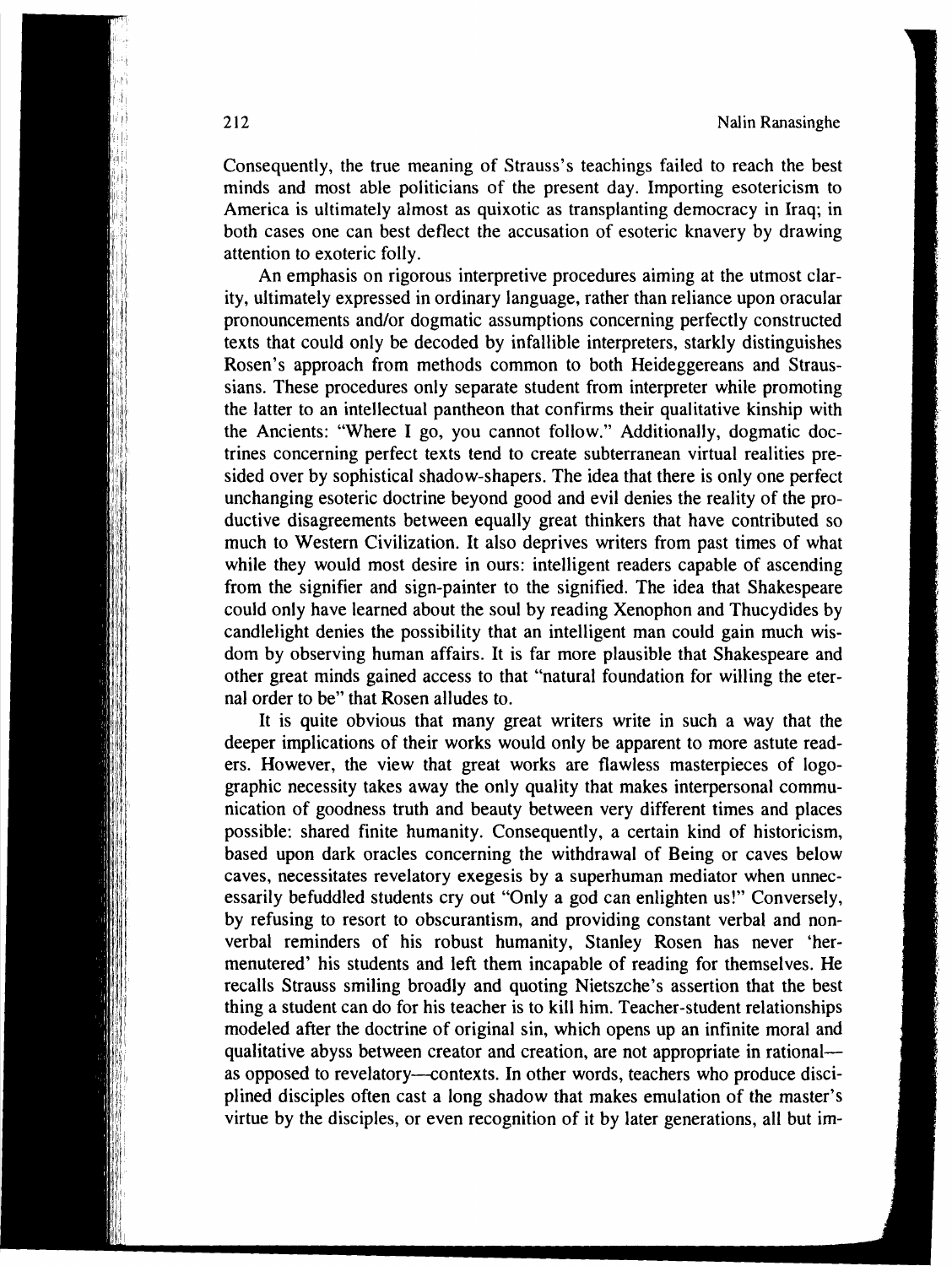Consequently, the true meaning of Strauss's teachings failed to reach the best minds and most able politicians of the present day. Importing esotericism to America is ultimately almost as quixotic as transplanting democracy in Iraq; in both cases one can best deflect the accusation of esoteric knavery by drawing attention to exoteric folly.

An emphasis on rigorous interpretive procedures aiming at the utmost clarity, ultimately expressed in ordinary language, rather than reliance upon oracular pronouncements and/or dogmatic assumptions concerning perfectly constructed texts that could only be decoded by infallible interpreters, starkly distinguishes Rosen's approach from methods common to both Heideggereans and Straussians. These procedures only separate student from interpreter while promoting the latter to an intellectual pantheon that confirms their qualitative kinship with the Ancients: "Where I go, you cannot follow." Additionally, dogmatic doctrines concerning perfect texts tend to create subterranean virtual realities presided over by sophistical shadow-shapers. The idea that there is only one perfect unchanging esoteric doctrine beyond good and evil denies the reality of the productive disagreements between equally great thinkers that have contributed so much to Western Civilization. It also deprives writers from past times of what while they would most desire in ours: intelligent readers capable of ascending from the signifier and sign-painter to the signified. The idea that Shakespeare could only have learned about the soul by reading Xenophon and Thucydides by candlelight denies the possibility that an intelligent man could gain much wisdom by observing human affairs. It is far more plausible that Shakespeare and other great minds gained access to that "natural foundation for willing the eternal order to be" that Rosen alludes to.

It is quite obvious that many great writers write in such a way that the deeper implications of their works would only be apparent to more astute readers. However, the view that great works are flawless masterpieces of logographic necessity takes away the only quality that makes interpersonal communication of goodness truth and beauty between very different times and places possible: shared finite humanity. Consequently, a certain kind of historicism, based upon dark oracles concerning the withdrawal of Being or caves below caves, necessitates revelatory exegesis by a superhuman mediator when unnecessarily befuddled students cry out "Only a god can enlighten us!" Conversely, by refusing to resort to obscurantism, and providing constant verbal and non-verbal reminders of his robust humanity, Stanley Rosen has never 'hermenutered' his students and left them incapable of reading for themselves. He recalls Strauss smiling broadly and quoting Nietszche's assertion that the best thing a student can do for his teacher is to kill him. Teacher-student relationships modeled after the doctrine of original sin, which opens up an infinite moral and qualitative abyss between creator and creation, are not appropriate in rational—as opposed to revelatory—contexts. In other words, teachers who produce disciplined disciples often cast a long shadow that makes emulation of the master's virtue by the disciples, or even recognition of it by later generations, all but im-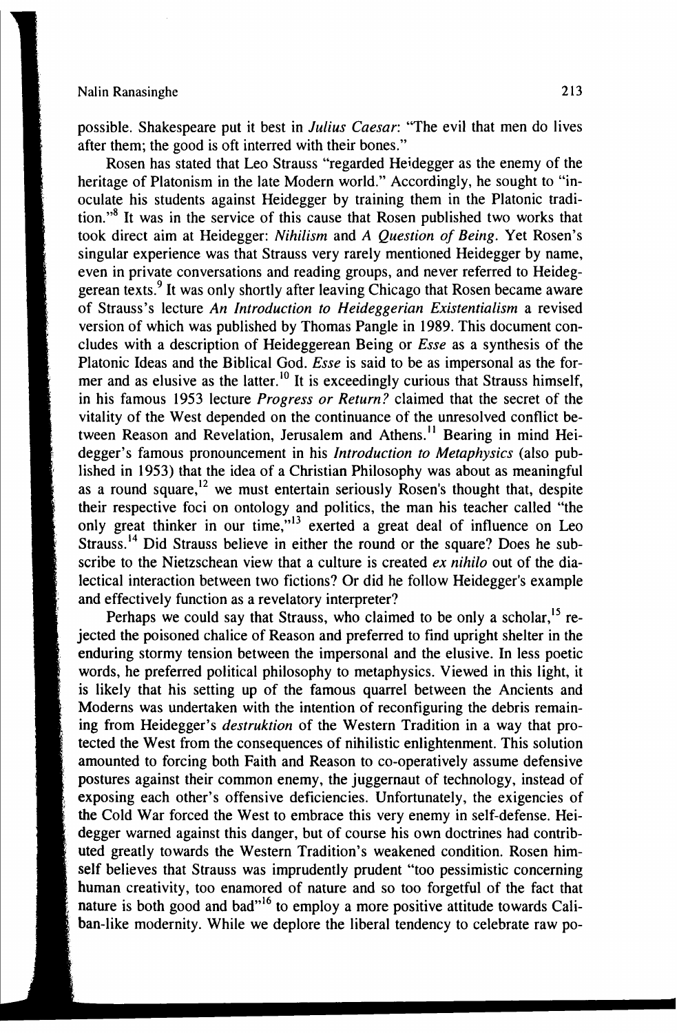possible. Shakespeare put it best in *Julius Caesar*: "The evil that men do lives after them; the good is oft interred with their bones."

Rosen has stated that Leo Strauss "regarded Heidegger as the enemy of the heritage of Platonism in the late Modern world." Accordingly, he sought to "inoculate his students against Heidegger by training them in the Platonic tradition."[8] It was in the service of this cause that Rosen published two works that took direct aim at Heidegger: *Nihilism* and *A Question of Being*. Yet Rosen's singular experience was that Strauss very rarely mentioned Heidegger by name, even in private conversations and reading groups, and never referred to Heideggerean texts.[9] It was only shortly after leaving Chicago that Rosen became aware of Strauss's lecture *An Introduction to Heideggerian Existentialism* a revised version of which was published by Thomas Pangle in 1989. This document concludes with a description of Heideggerean Being or *Esse* as a synthesis of the Platonic Ideas and the Biblical God. *Esse* is said to be as impersonal as the former and as elusive as the latter.[10] It is exceedingly curious that Strauss himself, in his famous 1953 lecture *Progress or Return?* claimed that the secret of the vitality of the West depended on the continuance of the unresolved conflict between Reason and Revelation, Jerusalem and Athens.[11] Bearing in mind Heidegger's famous pronouncement in his *Introduction to Metaphysics* (also published in 1953) that the idea of a Christian Philosophy was about as meaningful as a round square,[12] we must entertain seriously Rosen's thought that, despite their respective foci on ontology and politics, the man his teacher called "the only great thinker in our time,"[13] exerted a great deal of influence on Leo Strauss.[14] Did Strauss believe in either the round or the square? Does he subscribe to the Nietzschean view that a culture is created *ex nihilo* out of the dialectical interaction between two fictions? Or did he follow Heidegger's example and effectively function as a revelatory interpreter?

Perhaps we could say that Strauss, who claimed to be only a scholar,[15] rejected the poisoned chalice of Reason and preferred to find upright shelter in the enduring stormy tension between the impersonal and the elusive. In less poetic words, he preferred political philosophy to metaphysics. Viewed in this light, it is likely that his setting up of the famous quarrel between the Ancients and Moderns was undertaken with the intention of reconfiguring the debris remaining from Heidegger's *destruktion* of the Western Tradition in a way that protected the West from the consequences of nihilistic enlightenment. This solution amounted to forcing both Faith and Reason to co-operatively assume defensive postures against their common enemy, the juggernaut of technology, instead of exposing each other's offensive deficiencies. Unfortunately, the exigencies of the Cold War forced the West to embrace this very enemy in self-defense. Heidegger warned against this danger, but of course his own doctrines had contributed greatly towards the Western Tradition's weakened condition. Rosen himself believes that Strauss was imprudently prudent "too pessimistic concerning human creativity, too enamored of nature and so too forgetful of the fact that nature is both good and bad"[16] to employ a more positive attitude towards Caliban-like modernity. While we deplore the liberal tendency to celebrate raw po-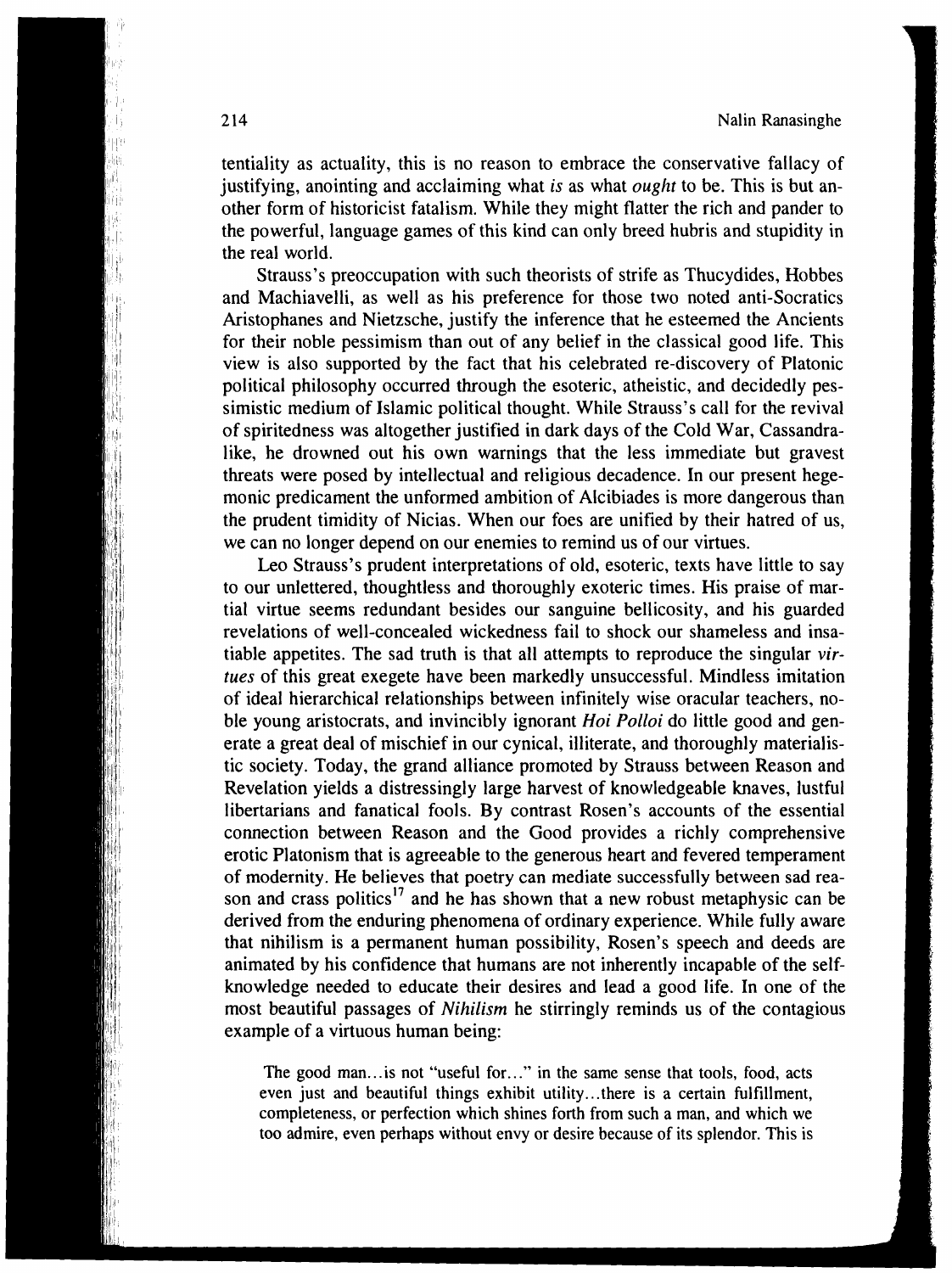tentiality as actuality, this is no reason to embrace the conservative fallacy of justifying, anointing and acclaiming what *is* as what *ought* to be. This is but another form of historicist fatalism. While they might flatter the rich and pander to the powerful, language games of this kind can only breed hubris and stupidity in the real world.

Strauss's preoccupation with such theorists of strife as Thucydides, Hobbes and Machiavelli, as well as his preference for those two noted anti-Socratics Aristophanes and Nietzsche, justify the inference that he esteemed the Ancients for their noble pessimism than out of any belief in the classical good life. This view is also supported by the fact that his celebrated re-discovery of Platonic political philosophy occurred through the esoteric, atheistic, and decidedly pessimistic medium of Islamic political thought. While Strauss's call for the revival of spiritedness was altogether justified in dark days of the Cold War, Cassandra-like, he drowned out his own warnings that the less immediate but gravest threats were posed by intellectual and religious decadence. In our present hegemonic predicament the unformed ambition of Alcibiades is more dangerous than the prudent timidity of Nicias. When our foes are unified by their hatred of us, we can no longer depend on our enemies to remind us of our virtues.

Leo Strauss's prudent interpretations of old, esoteric, texts have little to say to our unlettered, thoughtless and thoroughly exoteric times. His praise of martial virtue seems redundant besides our sanguine bellicosity, and his guarded revelations of well-concealed wickedness fail to shock our shameless and insatiable appetites. The sad truth is that all attempts to reproduce the singular *virtues* of this great exegete have been markedly unsuccessful. Mindless imitation of ideal hierarchical relationships between infinitely wise oracular teachers, noble young aristocrats, and invincibly ignorant *Hoi Polloi* do little good and generate a great deal of mischief in our cynical, illiterate, and thoroughly materialistic society. Today, the grand alliance promoted by Strauss between Reason and Revelation yields a distressingly large harvest of knowledgeable knaves, lustful libertarians and fanatical fools. By contrast Rosen's accounts of the essential connection between Reason and the Good provides a richly comprehensive erotic Platonism that is agreeable to the generous heart and fevered temperament of modernity. He believes that poetry can mediate successfully between sad reason and crass politics[17] and he has shown that a new robust metaphysic can be derived from the enduring phenomena of ordinary experience. While fully aware that nihilism is a permanent human possibility, Rosen's speech and deeds are animated by his confidence that humans are not inherently incapable of the self-knowledge needed to educate their desires and lead a good life. In one of the most beautiful passages of *Nihilism* he stirringly reminds us of the contagious example of a virtuous human being:

> The good man…is not "useful for…" in the same sense that tools, food, acts even just and beautiful things exhibit utility…there is a certain fulfillment, completeness, or perfection which shines forth from such a man, and which we too admire, even perhaps without envy or desire because of its splendor. This is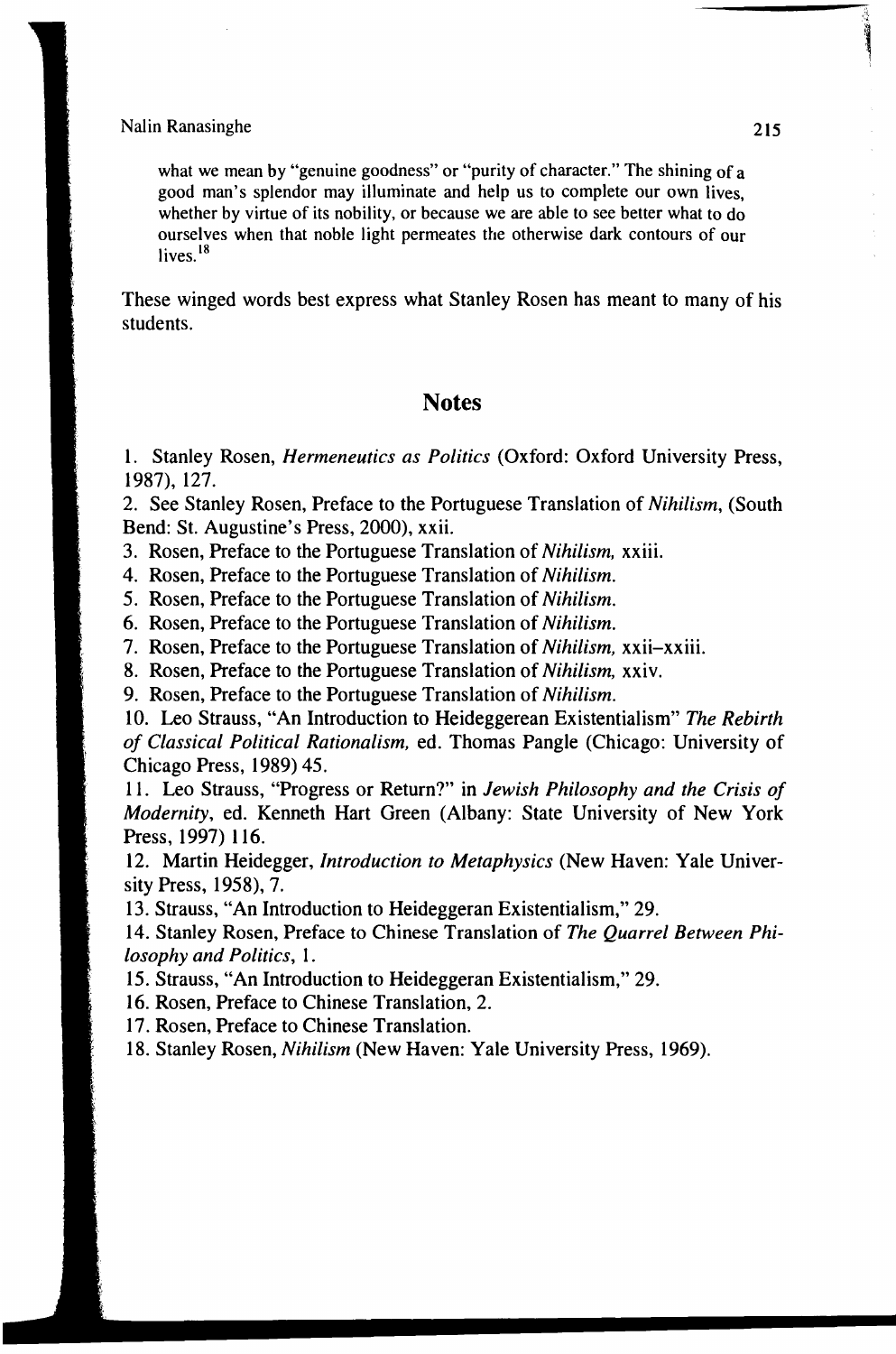> what we mean by "genuine goodness" or "purity of character." The shining of a good man's splendor may illuminate and help us to complete our own lives, whether by virtue of its nobility, or because we are able to see better what to do ourselves when that noble light permeates the otherwise dark contours of our lives.[18]

These winged words best express what Stanley Rosen has meant to many of his students.

## Notes

1. Stanley Rosen, *Hermeneutics as Politics* (Oxford: Oxford University Press, 1987), 127.
2. See Stanley Rosen, Preface to the Portuguese Translation of *Nihilism*, (South Bend: St. Augustine's Press, 2000), xxii.
3. Rosen, Preface to the Portuguese Translation of *Nihilism,* xxiii.
4. Rosen, Preface to the Portuguese Translation of *Nihilism.*
5. Rosen, Preface to the Portuguese Translation of *Nihilism.*
6. Rosen, Preface to the Portuguese Translation of *Nihilism.*
7. Rosen, Preface to the Portuguese Translation of *Nihilism,* xxii–xxiii.
8. Rosen, Preface to the Portuguese Translation of *Nihilism,* xxiv.
9. Rosen, Preface to the Portuguese Translation of *Nihilism.*
10. Leo Strauss, "An Introduction to Heideggerean Existentialism" *The Rebirth of Classical Political Rationalism,* ed. Thomas Pangle (Chicago: University of Chicago Press, 1989) 45.
11. Leo Strauss, "Progress or Return?" in *Jewish Philosophy and the Crisis of Modernity*, ed. Kenneth Hart Green (Albany: State University of New York Press, 1997) 116.
12. Martin Heidegger, *Introduction to Metaphysics* (New Haven: Yale University Press, 1958), 7.
13. Strauss, "An Introduction to Heideggeran Existentialism," 29.
14. Stanley Rosen, Preface to Chinese Translation of *The Quarrel Between Philosophy and Politics*, 1.
15. Strauss, "An Introduction to Heideggeran Existentialism," 29.
16. Rosen, Preface to Chinese Translation, 2.
17. Rosen, Preface to Chinese Translation.
18. Stanley Rosen, *Nihilism* (New Haven: Yale University Press, 1969).